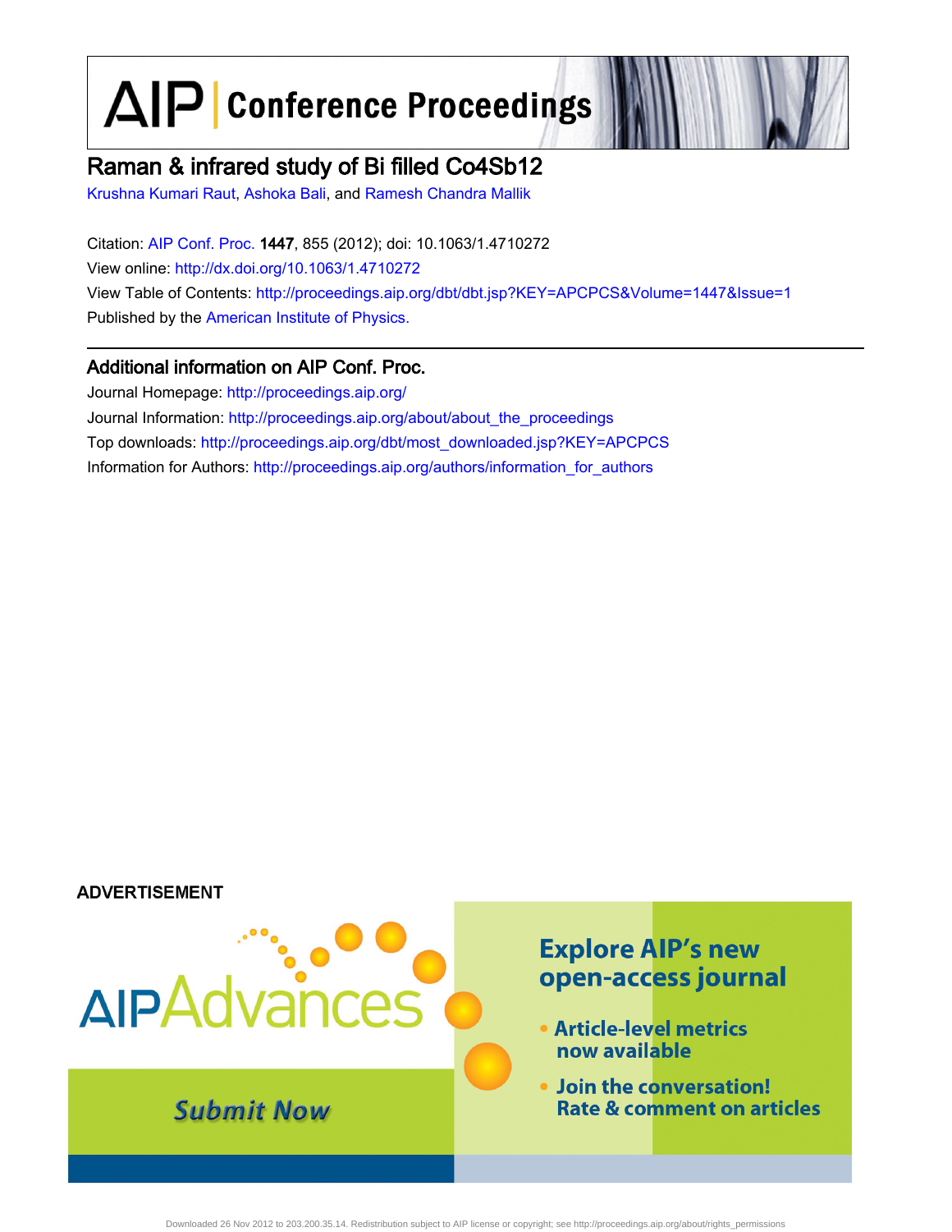# AIP | Conference Proceedings

## Raman & infrared study of Bi filled Co4Sb12

Krushna Kumari Raut, Ashoka Bali, and Ramesh Chandra Mallik

Citation: AIP Conf. Proc. **1447**, 855 (2012); doi: 10.1063/1.4710272

View online: http://dx.doi.org/10.1063/1.4710272

View Table of Contents: http://proceedings.aip.org/dbt/dbt.jsp?KEY=APCPCS&Volume=1447&Issue=1

Published by the American Institute of Physics.

## Additional information on AIP Conf. Proc.

Journal Homepage: http://proceedings.aip.org/

Journal Information: http://proceedings.aip.org/about/about_the_proceedings

Top downloads: http://proceedings.aip.org/dbt/most_downloaded.jsp?KEY=APCPCS

Information for Authors: http://proceedings.aip.org/authors/information_for_authors

ADVERTISEMENT

AIPAdvances

Submit Now

Explore AIP's new open-access journal

- Article-level metrics now available
- Join the conversation! Rate & comment on articles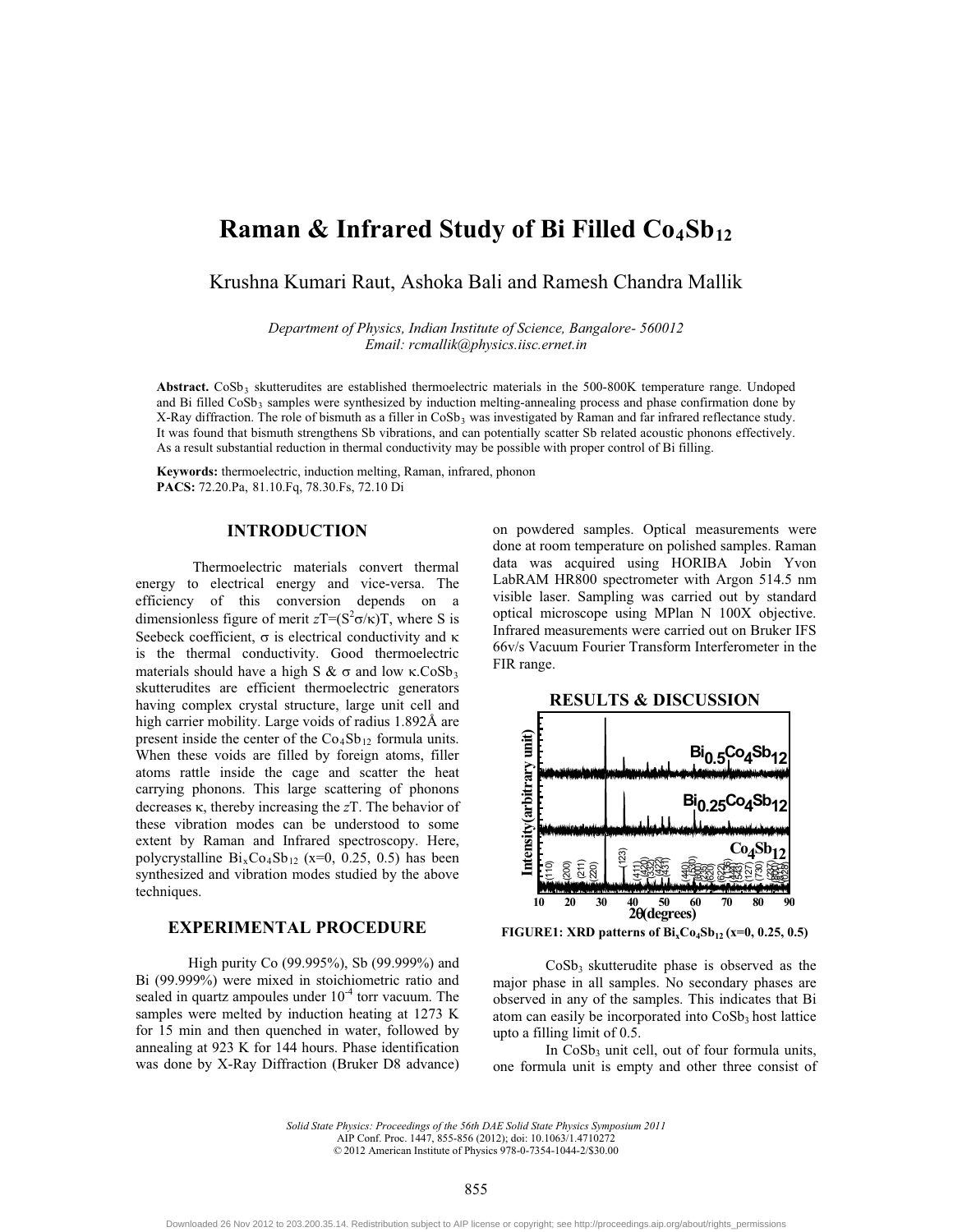# Raman & Infrared Study of Bi Filled $Co_4Sb_{12}$

Krushna Kumari Raut, Ashoka Bali and Ramesh Chandra Mallik

*Department of Physics, Indian Institute of Science, Bangalore- 560012*
*Email: rcmallik@physics.iisc.ernet.in*

**Abstract.** $CoSb_3$ skutterudites are established thermoelectric materials in the 500-800K temperature range. Undoped and Bi filled $CoSb_3$ samples were synthesized by induction melting-annealing process and phase confirmation done by X-Ray diffraction. The role of bismuth as a filler in $CoSb_3$ was investigated by Raman and far infrared reflectance study. It was found that bismuth strengthens Sb vibrations, and can potentially scatter Sb related acoustic phonons effectively. As a result substantial reduction in thermal conductivity may be possible with proper control of Bi filling.

**Keywords:** thermoelectric, induction melting, Raman, infrared, phonon
**PACS:** 72.20.Pa, 81.10.Fq, 78.30.Fs, 72.10 Di

## INTRODUCTION

Thermoelectric materials convert thermal energy to electrical energy and vice-versa. The efficiency of this conversion depends on a dimensionless figure of merit $zT=(S^2\sigma/\kappa)T$, where S is Seebeck coefficient, $\sigma$ is electrical conductivity and $\kappa$ is the thermal conductivity. Good thermoelectric materials should have a high S & $\sigma$ and low $\kappa$. $CoSb_3$ skutterudites are efficient thermoelectric generators having complex crystal structure, large unit cell and high carrier mobility. Large voids of radius 1.892Å are present inside the center of the $Co_4Sb_{12}$ formula units. When these voids are filled by foreign atoms, filler atoms rattle inside the cage and scatter the heat carrying phonons. This large scattering of phonons decreases $\kappa$, thereby increasing the $z$T. The behavior of these vibration modes can be understood to some extent by Raman and Infrared spectroscopy. Here, polycrystalline $Bi_xCo_4Sb_{12}$ (x=0, 0.25, 0.5) has been synthesized and vibration modes studied by the above techniques.

## EXPERIMENTAL PROCEDURE

High purity Co (99.995%), Sb (99.999%) and Bi (99.999%) were mixed in stoichiometric ratio and sealed in quartz ampoules under $10^{-4}$ torr vacuum. The samples were melted by induction heating at 1273 K for 15 min and then quenched in water, followed by annealing at 923 K for 144 hours. Phase identification was done by X-Ray Diffraction (Bruker D8 advance) on powdered samples. Optical measurements were done at room temperature on polished samples. Raman data was acquired using HORIBA Jobin Yvon LabRAM HR800 spectrometer with Argon 514.5 nm visible laser. Sampling was carried out by standard optical microscope using MPlan N 100X objective. Infrared measurements were carried out on Bruker IFS 66v/s Vacuum Fourier Transform Interferometer in the FIR range.

## RESULTS & DISCUSSION

**FIGURE1: XRD patterns of $Bi_xCo_4Sb_{12}$ (x=0, 0.25, 0.5)**

$CoSb_3$ skutterudite phase is observed as the major phase in all samples. No secondary phases are observed in any of the samples. This indicates that Bi atom can easily be incorporated into $CoSb_3$ host lattice upto a filling limit of 0.5.

In $CoSb_3$ unit cell, out of four formula units, one formula unit is empty and other three consist of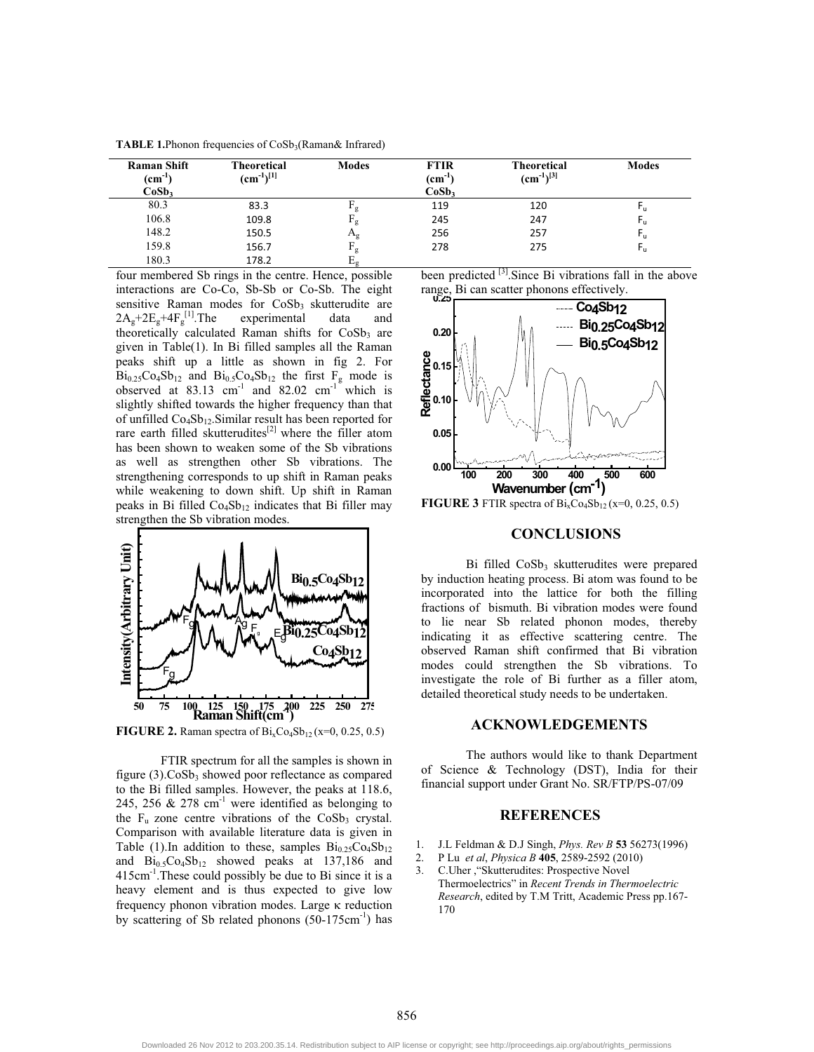**TABLE 1.** Phonon frequencies of $CoSb_3$ (Raman & Infrared)

| Raman Shift ($cm^{-1}$) $CoSb_3$ | Theoretical ($cm^{-1}$)[1] | Modes | FTIR ($cm^{-1}$) $CoSb_3$ | Theoretical ($cm^{-1}$)[3] | Modes |
|---|---|---|---|---|---|
| 80.3 | 83.3 | $F_g$ | 119 | 120 | $F_u$ |
| 106.8 | 109.8 | $F_g$ | 245 | 247 | $F_u$ |
| 148.2 | 150.5 | $A_g$ | 256 | 257 | $F_u$ |
| 159.8 | 156.7 | $F_g$ | 278 | 275 | $F_u$ |
| 180.3 | 178.2 | $E_g$ | | | |

four membered Sb rings in the centre. Hence, possible interactions are Co-Co, Sb-Sb or Co-Sb. The eight sensitive Raman modes for $CoSb_3$ skutterudite are $2A_g+2E_g+4F_g$[1]. The experimental data and theoretically calculated Raman shifts for $CoSb_3$ are given in Table(1). In Bi filled samples all the Raman peaks shift up a little as shown in fig 2. For $Bi_{0.25}Co_4Sb_{12}$ and $Bi_{0.5}Co_4Sb_{12}$ the first $F_g$ mode is observed at 83.13 $cm^{-1}$ and 82.02 $cm^{-1}$ which is slightly shifted towards the higher frequency than that of unfilled $Co_4Sb_{12}$. Similar result has been reported for rare earth filled skutterudites[2] where the filler atom has been shown to weaken some of the Sb vibrations as well as strengthen other Sb vibrations. The strengthening corresponds to up shift in Raman peaks while weakening to down shift. Up shift in Raman peaks in Bi filled $Co_4Sb_{12}$ indicates that Bi filler may strengthen the Sb vibration modes.

Intensity(Arbitrary Unit)
$Bi_{0.5}Co_4Sb_{12}$
$Bi_{0.25}Co_4Sb_{12}$
$Co_4Sb_{12}$
$F_g$ $A_g$ $F_g$ $E_g$ $F_g$
50 75 100 125 150 175 200 225 250 275
Raman Shift($cm^{-1}$)

**FIGURE 2.** Raman spectra of $Bi_xCo_4Sb_{12}$ (x=0, 0.25, 0.5)

FTIR spectrum for all the samples is shown in figure (3). $CoSb_3$ showed poor reflectance as compared to the Bi filled samples. However, the peaks at 118.6, 245, 256 & 278 $cm^{-1}$ were identified as belonging to the $F_u$ zone centre vibrations of the $CoSb_3$ crystal. Comparison with available literature data is given in Table (1). In addition to these, samples $Bi_{0.25}Co_4Sb_{12}$ and $Bi_{0.5}Co_4Sb_{12}$ showed peaks at 137,186 and 415$cm^{-1}$. These could possibly be due to Bi since it is a heavy element and is thus expected to give low frequency phonon vibration modes. Large κ reduction by scattering of Sb related phonons (50-175$cm^{-1}$) has been predicted [3]. Since Bi vibrations fall in the above range, Bi can scatter phonons effectively.

$Co_4Sb_{12}$
$Bi_{0.25}Co_4Sb_{12}$
$Bi_{0.5}Co_4Sb_{12}$
Reflectance
0.00 0.05 0.10 0.15 0.20 0.25
100 200 300 400 500 600
Wavenumber ($cm^{-1}$)

**FIGURE 3** FTIR spectra of $Bi_xCo_4Sb_{12}$ (x=0, 0.25, 0.5)

## CONCLUSIONS

Bi filled $CoSb_3$ skutterudites were prepared by induction heating process. Bi atom was found to be incorporated into the lattice for both the filling fractions of bismuth. Bi vibration modes were found to lie near Sb related phonon modes, thereby indicating it as effective scattering centre. The observed Raman shift confirmed that Bi vibration modes could strengthen the Sb vibrations. To investigate the role of Bi further as a filler atom, detailed theoretical study needs to be undertaken.

## ACKNOWLEDGEMENTS

The authors would like to thank Department of Science & Technology (DST), India for their financial support under Grant No. SR/FTP/PS-07/09

## REFERENCES

1. J.L Feldman & D.J Singh, *Phys. Rev B* **53** 56273(1996)
2. P Lu *et al*, *Physica B* **405**, 2589-2592 (2010)
3. C.Uher ,"Skutterudites: Prospective Novel Thermoelectrics" in *Recent Trends in Thermoelectric Research*, edited by T.M Tritt, Academic Press pp.167-170